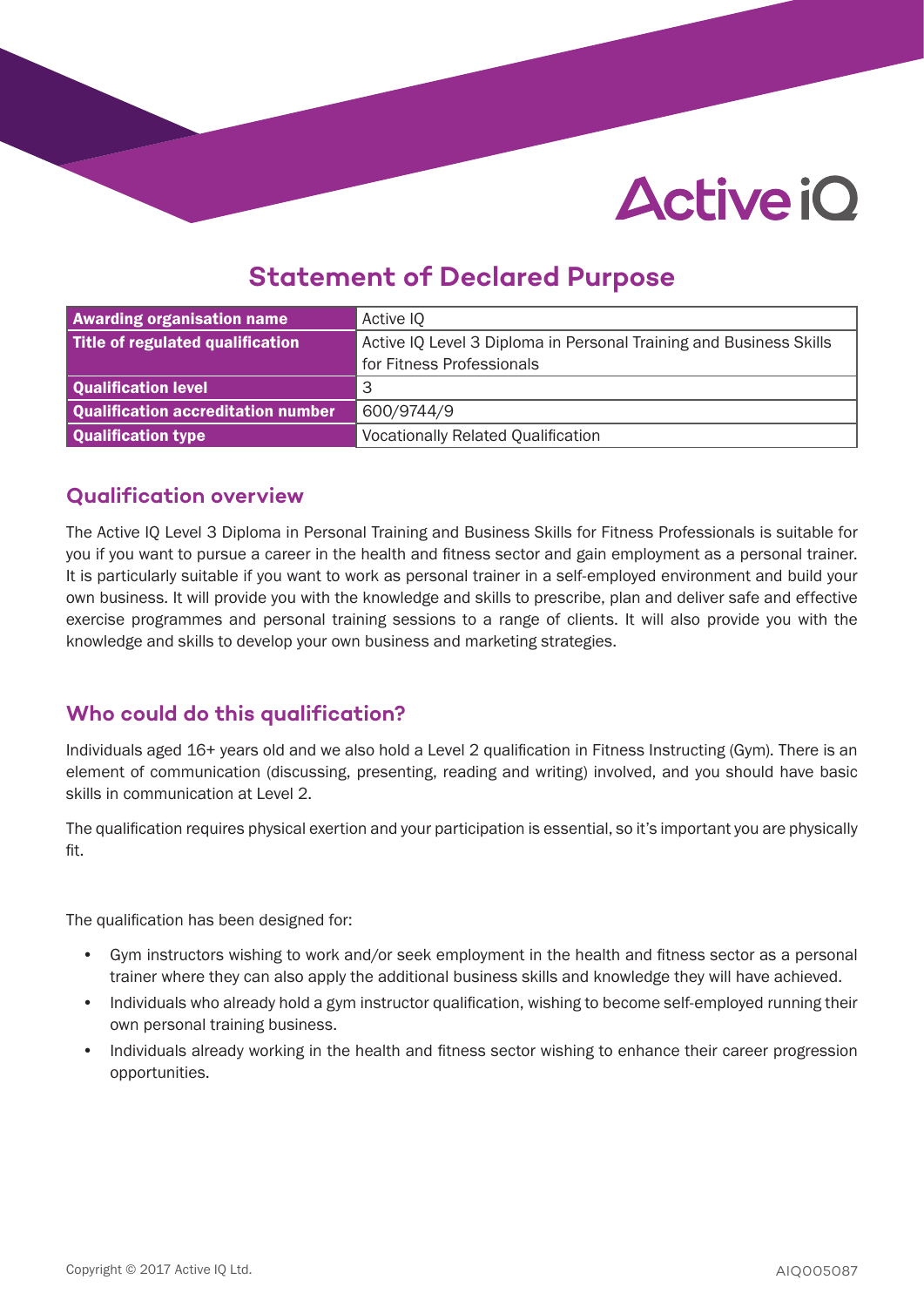# Statement of Declared Purpose

| Awarding organisation name | Active IQ |
|---|---|
| Title of regulated qualification | Active IQ Level 3 Diploma in Personal Training and Business Skills for Fitness Professionals |
| Qualification level | 3 |
| Qualification accreditation number | 600/9744/9 |
| Qualification type | Vocationally Related Qualification |

## Qualification overview

The Active IQ Level 3 Diploma in Personal Training and Business Skills for Fitness Professionals is suitable for you if you want to pursue a career in the health and fitness sector and gain employment as a personal trainer. It is particularly suitable if you want to work as personal trainer in a self-employed environment and build your own business. It will provide you with the knowledge and skills to prescribe, plan and deliver safe and effective exercise programmes and personal training sessions to a range of clients. It will also provide you with the knowledge and skills to develop your own business and marketing strategies.

## Who could do this qualification?

Individuals aged 16+ years old and we also hold a Level 2 qualification in Fitness Instructing (Gym). There is an element of communication (discussing, presenting, reading and writing) involved, and you should have basic skills in communication at Level 2.

The qualification requires physical exertion and your participation is essential, so it's important you are physically fit.

The qualification has been designed for:

- Gym instructors wishing to work and/or seek employment in the health and fitness sector as a personal trainer where they can also apply the additional business skills and knowledge they will have achieved.
- Individuals who already hold a gym instructor qualification, wishing to become self-employed running their own personal training business.
- Individuals already working in the health and fitness sector wishing to enhance their career progression opportunities.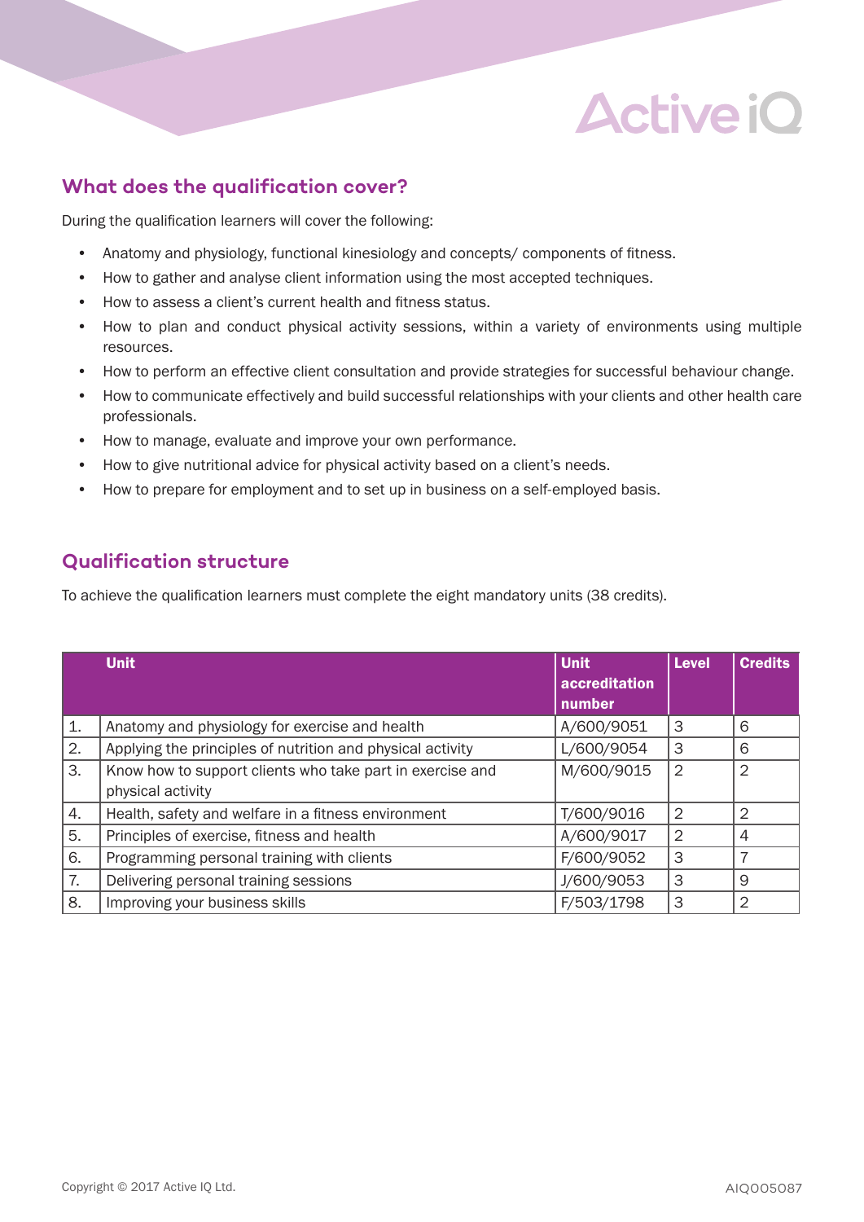## What does the qualification cover?

During the qualification learners will cover the following:

- Anatomy and physiology, functional kinesiology and concepts/ components of fitness.
- How to gather and analyse client information using the most accepted techniques.
- How to assess a client's current health and fitness status.
- How to plan and conduct physical activity sessions, within a variety of environments using multiple resources.
- How to perform an effective client consultation and provide strategies for successful behaviour change.
- How to communicate effectively and build successful relationships with your clients and other health care professionals.
- How to manage, evaluate and improve your own performance.
- How to give nutritional advice for physical activity based on a client's needs.
- How to prepare for employment and to set up in business on a self-employed basis.

## Qualification structure

To achieve the qualification learners must complete the eight mandatory units (38 credits).

| | Unit | Unit accreditation number | Level | Credits |
|---|---|---|---|---|
| 1. | Anatomy and physiology for exercise and health | A/600/9051 | 3 | 6 |
| 2. | Applying the principles of nutrition and physical activity | L/600/9054 | 3 | 6 |
| 3. | Know how to support clients who take part in exercise and physical activity | M/600/9015 | 2 | 2 |
| 4. | Health, safety and welfare in a fitness environment | T/600/9016 | 2 | 2 |
| 5. | Principles of exercise, fitness and health | A/600/9017 | 2 | 4 |
| 6. | Programming personal training with clients | F/600/9052 | 3 | 7 |
| 7. | Delivering personal training sessions | J/600/9053 | 3 | 9 |
| 8. | Improving your business skills | F/503/1798 | 3 | 2 |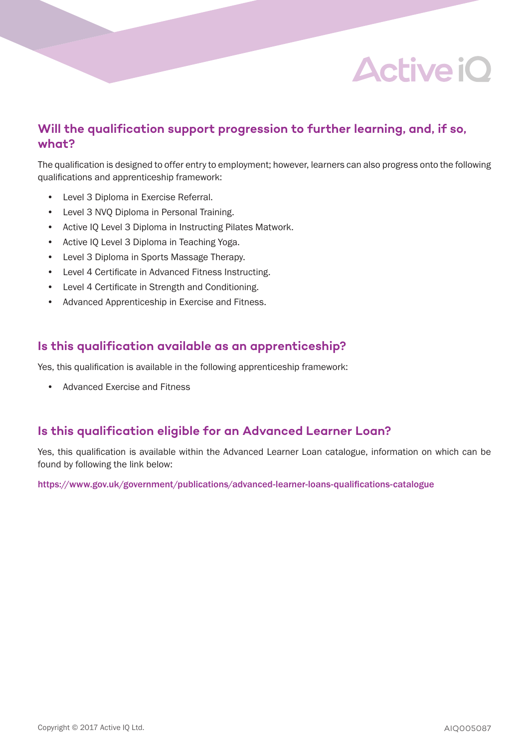## Will the qualification support progression to further learning, and, if so, what?

The qualification is designed to offer entry to employment; however, learners can also progress onto the following qualifications and apprenticeship framework:

- Level 3 Diploma in Exercise Referral.
- Level 3 NVQ Diploma in Personal Training.
- Active IQ Level 3 Diploma in Instructing Pilates Matwork.
- Active IQ Level 3 Diploma in Teaching Yoga.
- Level 3 Diploma in Sports Massage Therapy.
- Level 4 Certificate in Advanced Fitness Instructing.
- Level 4 Certificate in Strength and Conditioning.
- Advanced Apprenticeship in Exercise and Fitness.

## Is this qualification available as an apprenticeship?

Yes, this qualification is available in the following apprenticeship framework:

- Advanced Exercise and Fitness

## Is this qualification eligible for an Advanced Learner Loan?

Yes, this qualification is available within the Advanced Learner Loan catalogue, information on which can be found by following the link below:

https://www.gov.uk/government/publications/advanced-learner-loans-qualifications-catalogue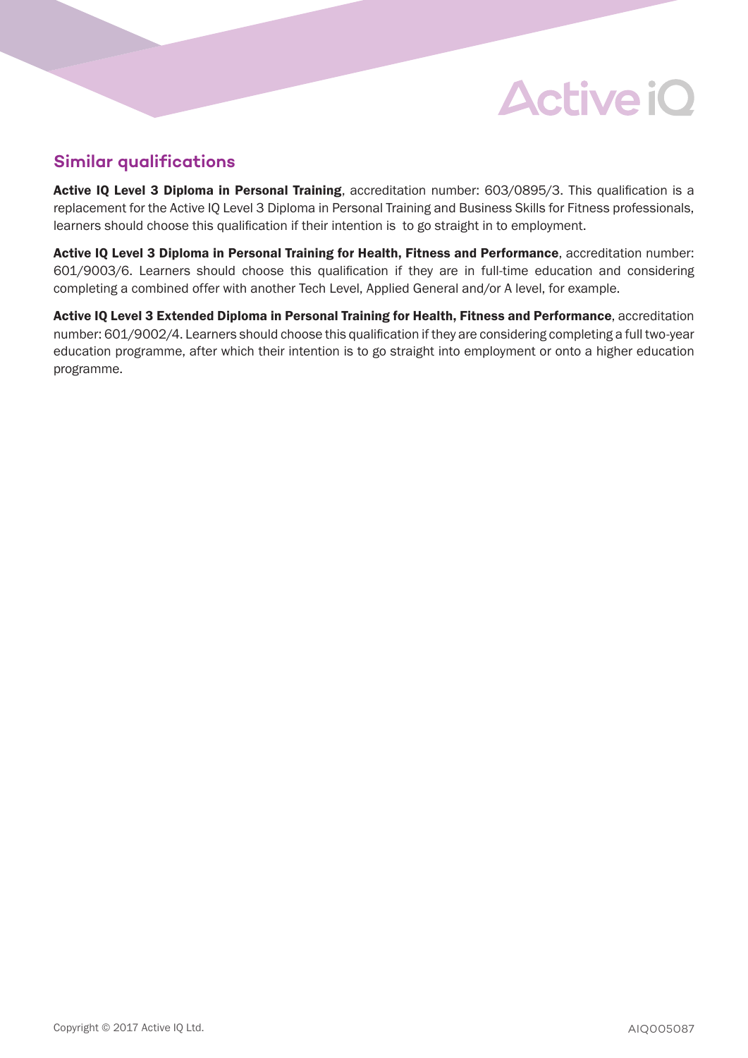## Similar qualifications

**Active IQ Level 3 Diploma in Personal Training**, accreditation number: 603/0895/3. This qualification is a replacement for the Active IQ Level 3 Diploma in Personal Training and Business Skills for Fitness professionals, learners should choose this qualification if their intention is to go straight in to employment.

**Active IQ Level 3 Diploma in Personal Training for Health, Fitness and Performance**, accreditation number: 601/9003/6. Learners should choose this qualification if they are in full-time education and considering completing a combined offer with another Tech Level, Applied General and/or A level, for example.

**Active IQ Level 3 Extended Diploma in Personal Training for Health, Fitness and Performance**, accreditation number: 601/9002/4. Learners should choose this qualification if they are considering completing a full two-year education programme, after which their intention is to go straight into employment or onto a higher education programme.

Copyright © 2017 Active IQ Ltd.

AIQ005087